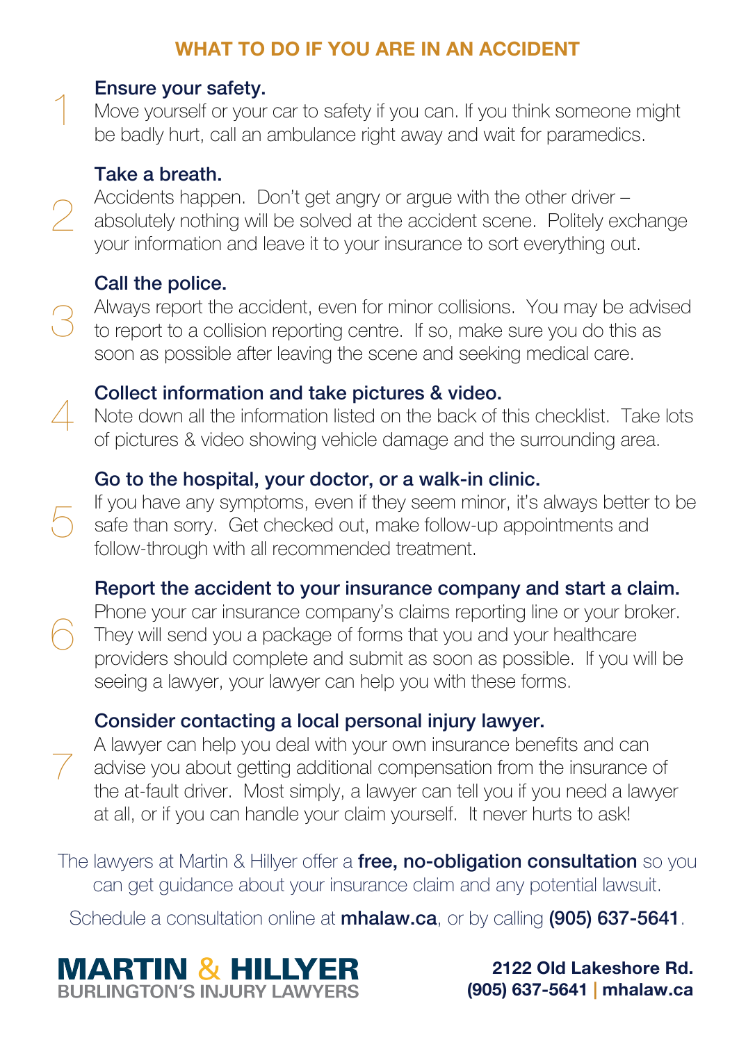# WHAT TO DO IF YOU ARE IN AN ACCIDENT

1. **Ensure your safety.**
   Move yourself or your car to safety if you can. If you think someone might be badly hurt, call an ambulance right away and wait for paramedics.

2. **Take a breath.**
   Accidents happen. Don't get angry or argue with the other driver – absolutely nothing will be solved at the accident scene. Politely exchange your information and leave it to your insurance to sort everything out.

3. **Call the police.**
   Always report the accident, even for minor collisions. You may be advised to report to a collision reporting centre. If so, make sure you do this as soon as possible after leaving the scene and seeking medical care.

4. **Collect information and take pictures & video.**
   Note down all the information listed on the back of this checklist. Take lots of pictures & video showing vehicle damage and the surrounding area.

5. **Go to the hospital, your doctor, or a walk-in clinic.**
   If you have any symptoms, even if they seem minor, it's always better to be safe than sorry. Get checked out, make follow-up appointments and follow-through with all recommended treatment.

6. **Report the accident to your insurance company and start a claim.**
   Phone your car insurance company's claims reporting line or your broker. They will send you a package of forms that you and your healthcare providers should complete and submit as soon as possible. If you will be seeing a lawyer, your lawyer can help you with these forms.

7. **Consider contacting a local personal injury lawyer.**
   A lawyer can help you deal with your own insurance benefits and can advise you about getting additional compensation from the insurance of the at-fault driver. Most simply, a lawyer can tell you if you need a lawyer at all, or if you can handle your claim yourself. It never hurts to ask!

The lawyers at Martin & Hillyer offer a **free, no-obligation consultation** so you can get guidance about your insurance claim and any potential lawsuit.

Schedule a consultation online at **mhalaw.ca**, or by calling **(905) 637-5641**.

**MARTIN & HILLYER**
BURLINGTON'S INJURY LAWYERS

**2122 Old Lakeshore Rd.**
**(905) 637-5641 | mhalaw.ca**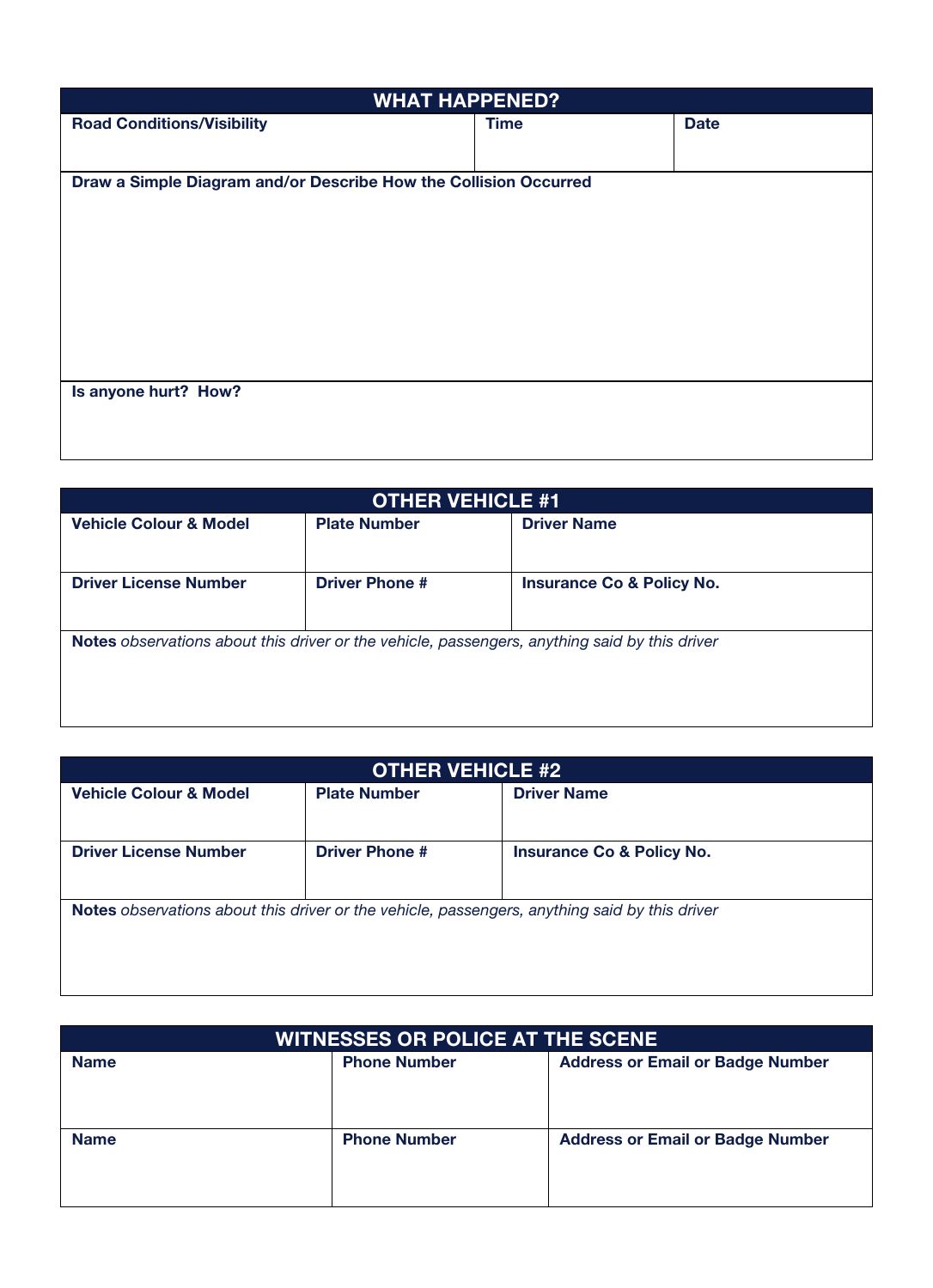## WHAT HAPPENED?

| Road Conditions/Visibility | Time | Date |
|---|---|---|
| | | |

**Draw a Simple Diagram and/or Describe How the Collision Occurred**

**Is anyone hurt? How?**

## OTHER VEHICLE #1

| Vehicle Colour & Model | Plate Number | Driver Name |
|---|---|---|
| | | |
| **Driver License Number** | **Driver Phone #** | **Insurance Co & Policy No.** |
| | | |

**Notes** *observations about this driver or the vehicle, passengers, anything said by this driver*

## OTHER VEHICLE #2

| Vehicle Colour & Model | Plate Number | Driver Name |
|---|---|---|
| | | |
| **Driver License Number** | **Driver Phone #** | **Insurance Co & Policy No.** |
| | | |

**Notes** *observations about this driver or the vehicle, passengers, anything said by this driver*

## WITNESSES OR POLICE AT THE SCENE

| Name | Phone Number | Address or Email or Badge Number |
|---|---|---|
| | | |
| **Name** | **Phone Number** | **Address or Email or Badge Number** |
| | | |